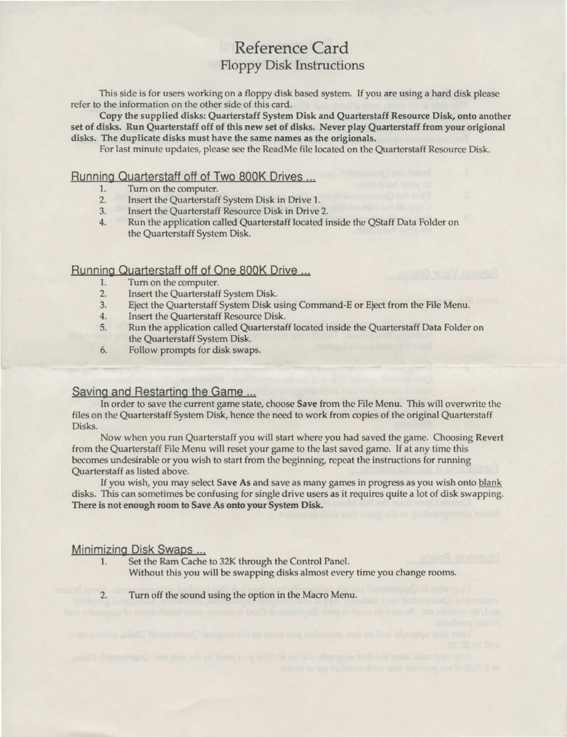# Reference Card

## Floppy Disk Instructions

This side is for users working on a floppy disk based system. If you are using a hard disk please refer to the information on the other side of this card.

**Copy the supplied disks: Quarterstaff System Disk and Quarterstaff Resource Disk, onto another set of disks. Run Quarterstaff off of this new set of disks. Never play Quarterstaff from your origional disks. The duplicate disks must have the same names as the origionals.**

For last minute updates, please see the ReadMe file located on the Quarterstaff Resource Disk.

### Running Quarterstaff off of Two 800K Drives ...

1. Turn on the computer.
2. Insert the Quarterstaff System Disk in Drive 1.
3. Insert the Quarterstaff Resource Disk in Drive 2.
4. Run the application called Quarterstaff located inside the QStaff Data Folder on the Quarterstaff System Disk.

### Running Quarterstaff off of One 800K Drive ...

1. Turn on the computer.
2. Insert the Quarterstaff System Disk.
3. Eject the Quarterstaff System Disk using Command-E or Eject from the File Menu.
4. Insert the Quarterstaff Resource Disk.
5. Run the application called Quarterstaff located inside the Quarterstaff Data Folder on the Quarterstaff System Disk.
6. Follow prompts for disk swaps.

### Saving and Restarting the Game ...

In order to save the current game state, choose **Save** from the File Menu. This will overwrite the files on the Quarterstaff System Disk, hence the need to work from copies of the original Quarterstaff Disks.

Now when you run Quarterstaff you will start where you had saved the game. Choosing **Revert** from the Quarterstaff File Menu will reset your game to the last saved game. If at any time this becomes undesirable or you wish to start from the beginning, repeat the instructions for running Quarterstaff as listed above.

If you wish, you may select **Save As** and save as many games in progress as you wish onto blank disks. This can sometimes be confusing for single drive users as it requires quite a lot of disk swapping. **There is not enough room to Save As onto your System Disk.**

### Minimizing Disk Swaps ...

1. Set the Ram Cache to 32K through the Control Panel.
   Without this you will be swapping disks almost every time you change rooms.
2. Turn off the sound using the option in the Macro Menu.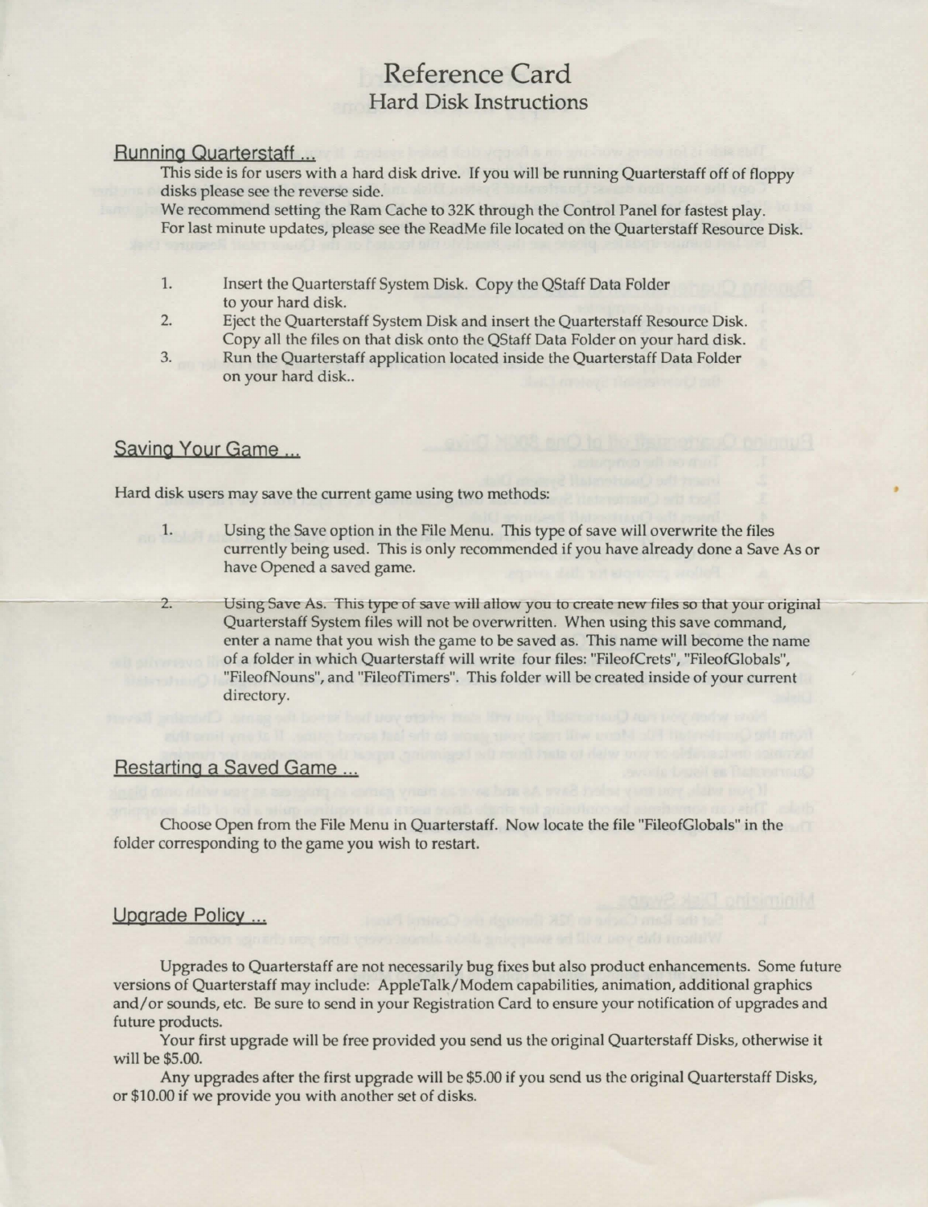# Reference Card

## Hard Disk Instructions

### Running Quarterstaff ...

This side is for users with a hard disk drive. If you will be running Quarterstaff off of floppy disks please see the reverse side.
We recommend setting the Ram Cache to 32K through the Control Panel for fastest play.
For last minute updates, please see the ReadMe file located on the Quarterstaff Resource Disk.

1. Insert the Quarterstaff System Disk. Copy the QStaff Data Folder to your hard disk.
2. Eject the Quarterstaff System Disk and insert the Quarterstaff Resource Disk. Copy all the files on that disk onto the QStaff Data Folder on your hard disk.
3. Run the Quarterstaff application located inside the Quarterstaff Data Folder on your hard disk..

### Saving Your Game ...

Hard disk users may save the current game using two methods:

1. Using the Save option in the File Menu. This type of save will overwrite the files currently being used. This is only recommended if you have already done a Save As or have Opened a saved game.
2. Using Save As. This type of save will allow you to create new files so that your original Quarterstaff System files will not be overwritten. When using this save command, enter a name that you wish the game to be saved as. This name will become the name of a folder in which Quarterstaff will write four files: "FileofCrets", "FileofGlobals", "FileofNouns", and "FileofTimers". This folder will be created inside of your current directory.

### Restarting a Saved Game ...

Choose Open from the File Menu in Quarterstaff. Now locate the file "FileofGlobals" in the folder corresponding to the game you wish to restart.

### Upgrade Policy ...

Upgrades to Quarterstaff are not necessarily bug fixes but also product enhancements. Some future versions of Quarterstaff may include: AppleTalk/Modem capabilities, animation, additional graphics and/or sounds, etc. Be sure to send in your Registration Card to ensure your notification of upgrades and future products.

Your first upgrade will be free provided you send us the original Quarterstaff Disks, otherwise it will be $5.00.

Any upgrades after the first upgrade will be $5.00 if you send us the original Quarterstaff Disks, or $10.00 if we provide you with another set of disks.